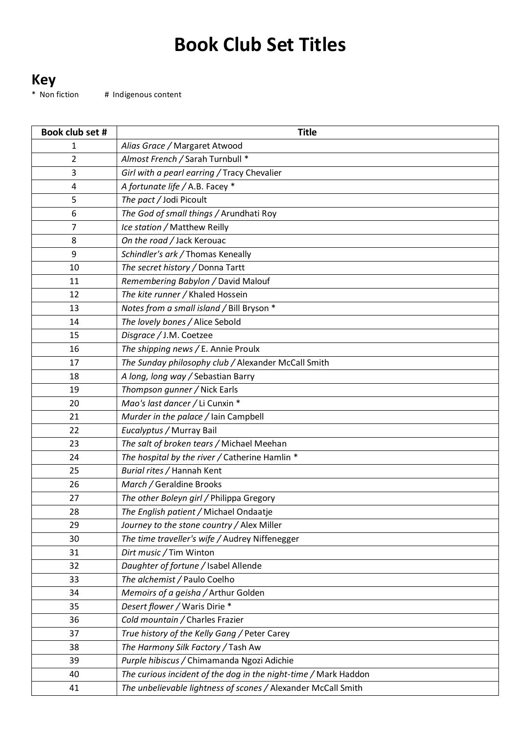# Book Club Set Titles

## Key

\* Non fiction # Indigenous content

| Book club set # | Title |
|---|---|
| 1 | *Alias Grace /* Margaret Atwood |
| 2 | *Almost French /* Sarah Turnbull * |
| 3 | *Girl with a pearl earring /* Tracy Chevalier |
| 4 | *A fortunate life /* A.B. Facey * |
| 5 | *The pact /* Jodi Picoult |
| 6 | *The God of small things /* Arundhati Roy |
| 7 | *Ice station /* Matthew Reilly |
| 8 | *On the road /* Jack Kerouac |
| 9 | *Schindler's ark /* Thomas Keneally |
| 10 | *The secret history /* Donna Tartt |
| 11 | *Remembering Babylon /* David Malouf |
| 12 | *The kite runner /* Khaled Hossein |
| 13 | *Notes from a small island /* Bill Bryson * |
| 14 | *The lovely bones /* Alice Sebold |
| 15 | *Disgrace /* J.M. Coetzee |
| 16 | *The shipping news /* E. Annie Proulx |
| 17 | *The Sunday philosophy club /* Alexander McCall Smith |
| 18 | *A long, long way /* Sebastian Barry |
| 19 | *Thompson gunner /* Nick Earls |
| 20 | *Mao's last dancer /* Li Cunxin * |
| 21 | *Murder in the palace /* Iain Campbell |
| 22 | *Eucalyptus /* Murray Bail |
| 23 | *The salt of broken tears /* Michael Meehan |
| 24 | *The hospital by the river /* Catherine Hamlin * |
| 25 | *Burial rites /* Hannah Kent |
| 26 | *March /* Geraldine Brooks |
| 27 | *The other Boleyn girl /* Philippa Gregory |
| 28 | *The English patient /* Michael Ondaatje |
| 29 | *Journey to the stone country /* Alex Miller |
| 30 | *The time traveller's wife /* Audrey Niffenegger |
| 31 | *Dirt music /* Tim Winton |
| 32 | *Daughter of fortune /* Isabel Allende |
| 33 | *The alchemist /* Paulo Coelho |
| 34 | *Memoirs of a geisha /* Arthur Golden |
| 35 | *Desert flower /* Waris Dirie * |
| 36 | *Cold mountain /* Charles Frazier |
| 37 | *True history of the Kelly Gang /* Peter Carey |
| 38 | *The Harmony Silk Factory /* Tash Aw |
| 39 | *Purple hibiscus /* Chimamanda Ngozi Adichie |
| 40 | *The curious incident of the dog in the night-time /* Mark Haddon |
| 41 | *The unbelievable lightness of scones /* Alexander McCall Smith |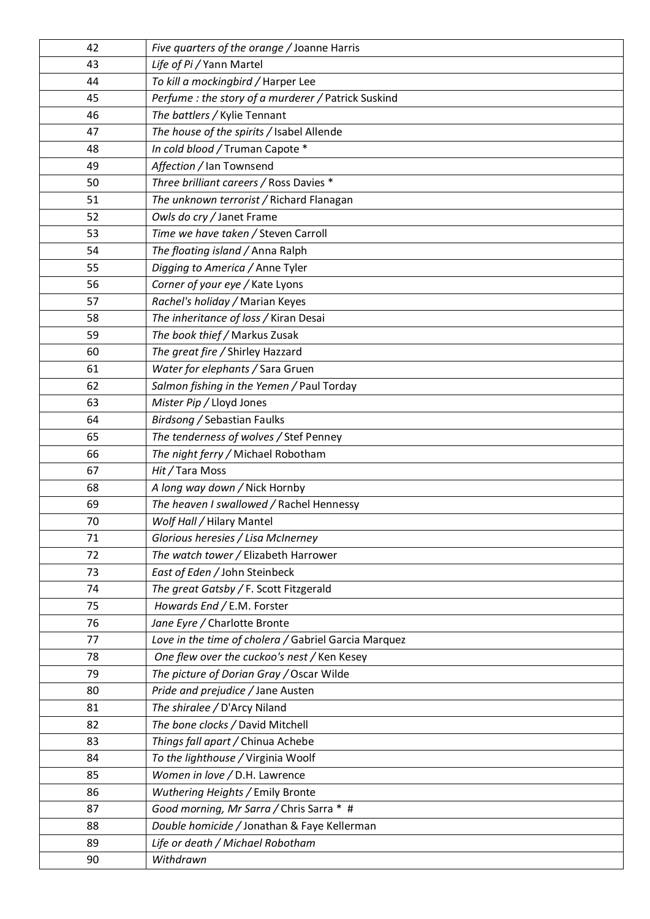| 42 | *Five quarters of the orange /* Joanne Harris |
|---|---|
| 43 | *Life of Pi /* Yann Martel |
| 44 | *To kill a mockingbird /* Harper Lee |
| 45 | *Perfume : the story of a murderer /* Patrick Suskind |
| 46 | *The battlers /* Kylie Tennant |
| 47 | *The house of the spirits /* Isabel Allende |
| 48 | *In cold blood /* Truman Capote * |
| 49 | *Affection /* Ian Townsend |
| 50 | *Three brilliant careers /* Ross Davies * |
| 51 | *The unknown terrorist /* Richard Flanagan |
| 52 | *Owls do cry /* Janet Frame |
| 53 | *Time we have taken /* Steven Carroll |
| 54 | *The floating island /* Anna Ralph |
| 55 | *Digging to America /* Anne Tyler |
| 56 | *Corner of your eye /* Kate Lyons |
| 57 | *Rachel's holiday /* Marian Keyes |
| 58 | *The inheritance of loss /* Kiran Desai |
| 59 | *The book thief /* Markus Zusak |
| 60 | *The great fire /* Shirley Hazzard |
| 61 | *Water for elephants /* Sara Gruen |
| 62 | *Salmon fishing in the Yemen /* Paul Torday |
| 63 | *Mister Pip /* Lloyd Jones |
| 64 | *Birdsong /* Sebastian Faulks |
| 65 | *The tenderness of wolves /* Stef Penney |
| 66 | *The night ferry /* Michael Robotham |
| 67 | *Hit /* Tara Moss |
| 68 | *A long way down /* Nick Hornby |
| 69 | *The heaven I swallowed /* Rachel Hennessy |
| 70 | *Wolf Hall /* Hilary Mantel |
| 71 | *Glorious heresies / Lisa McInerney* |
| 72 | *The watch tower /* Elizabeth Harrower |
| 73 | *East of Eden /* John Steinbeck |
| 74 | *The great Gatsby /* F. Scott Fitzgerald |
| 75 | *Howards End /* E.M. Forster |
| 76 | *Jane Eyre /* Charlotte Bronte |
| 77 | *Love in the time of cholera /* Gabriel Garcia Marquez |
| 78 | *One flew over the cuckoo's nest /* Ken Kesey |
| 79 | *The picture of Dorian Gray /* Oscar Wilde |
| 80 | *Pride and prejudice /* Jane Austen |
| 81 | *The shiralee /* D'Arcy Niland |
| 82 | *The bone clocks /* David Mitchell |
| 83 | *Things fall apart /* Chinua Achebe |
| 84 | *To the lighthouse /* Virginia Woolf |
| 85 | *Women in love /* D.H. Lawrence |
| 86 | *Wuthering Heights /* Emily Bronte |
| 87 | *Good morning, Mr Sarra /* Chris Sarra * # |
| 88 | *Double homicide /* Jonathan & Faye Kellerman |
| 89 | *Life or death / Michael Robotham* |
| 90 | *Withdrawn* |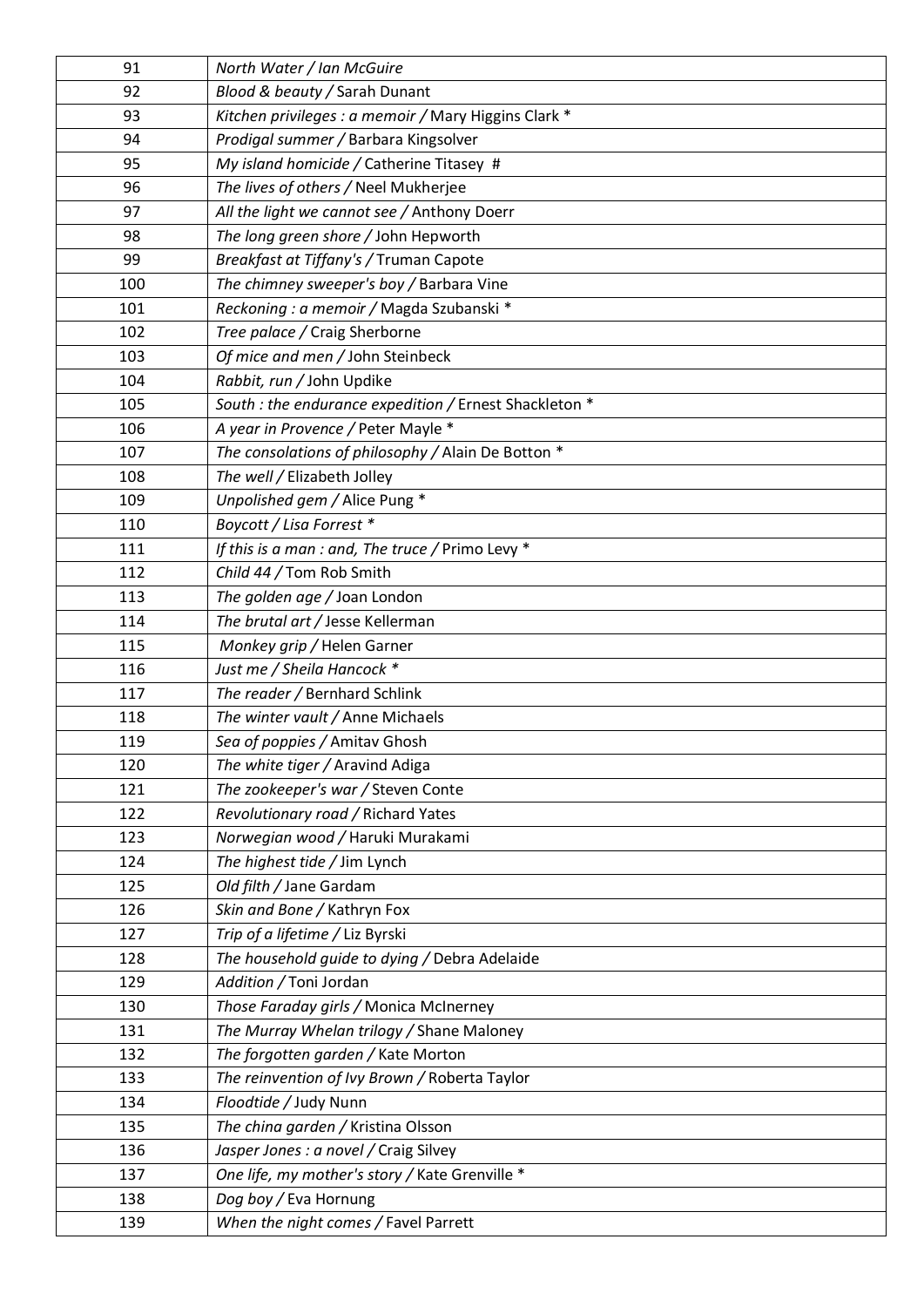| | |
|---|---|
| 91 | *North Water / Ian McGuire* |
| 92 | *Blood & beauty /* Sarah Dunant |
| 93 | *Kitchen privileges : a memoir /* Mary Higgins Clark * |
| 94 | *Prodigal summer /* Barbara Kingsolver |
| 95 | *My island homicide /* Catherine Titasey # |
| 96 | *The lives of others /* Neel Mukherjee |
| 97 | *All the light we cannot see /* Anthony Doerr |
| 98 | *The long green shore /* John Hepworth |
| 99 | *Breakfast at Tiffany's /* Truman Capote |
| 100 | *The chimney sweeper's boy /* Barbara Vine |
| 101 | *Reckoning : a memoir /* Magda Szubanski * |
| 102 | *Tree palace /* Craig Sherborne |
| 103 | *Of mice and men /* John Steinbeck |
| 104 | *Rabbit, run /* John Updike |
| 105 | *South : the endurance expedition /* Ernest Shackleton * |
| 106 | *A year in Provence /* Peter Mayle * |
| 107 | *The consolations of philosophy /* Alain De Botton * |
| 108 | *The well /* Elizabeth Jolley |
| 109 | *Unpolished gem /* Alice Pung * |
| 110 | *Boycott / Lisa Forrest ** |
| 111 | *If this is a man : and, The truce /* Primo Levy * |
| 112 | *Child 44 /* Tom Rob Smith |
| 113 | *The golden age /* Joan London |
| 114 | *The brutal art /* Jesse Kellerman |
| 115 | *Monkey grip /* Helen Garner |
| 116 | *Just me / Sheila Hancock ** |
| 117 | *The reader /* Bernhard Schlink |
| 118 | *The winter vault /* Anne Michaels |
| 119 | *Sea of poppies /* Amitav Ghosh |
| 120 | *The white tiger /* Aravind Adiga |
| 121 | *The zookeeper's war /* Steven Conte |
| 122 | *Revolutionary road /* Richard Yates |
| 123 | *Norwegian wood /* Haruki Murakami |
| 124 | *The highest tide /* Jim Lynch |
| 125 | *Old filth /* Jane Gardam |
| 126 | *Skin and Bone /* Kathryn Fox |
| 127 | *Trip of a lifetime /* Liz Byrski |
| 128 | *The household guide to dying /* Debra Adelaide |
| 129 | *Addition /* Toni Jordan |
| 130 | *Those Faraday girls /* Monica McInerney |
| 131 | *The Murray Whelan trilogy /* Shane Maloney |
| 132 | *The forgotten garden /* Kate Morton |
| 133 | *The reinvention of Ivy Brown /* Roberta Taylor |
| 134 | *Floodtide /* Judy Nunn |
| 135 | *The china garden /* Kristina Olsson |
| 136 | *Jasper Jones : a novel /* Craig Silvey |
| 137 | *One life, my mother's story /* Kate Grenville * |
| 138 | *Dog boy /* Eva Hornung |
| 139 | *When the night comes /* Favel Parrett |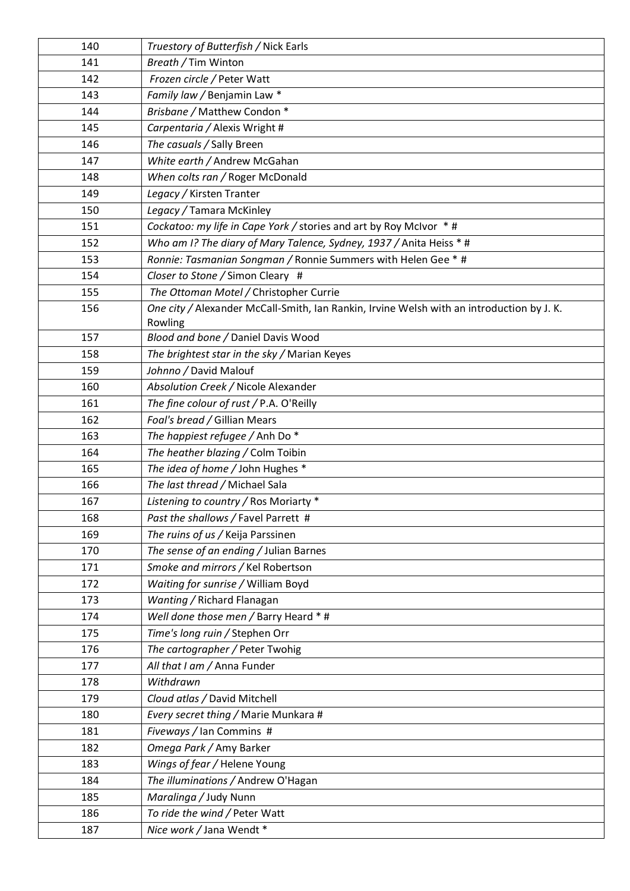| | |
|---|---|
| 140 | *Truestory of Butterfish /* Nick Earls |
| 141 | *Breath /* Tim Winton |
| 142 | *Frozen circle /* Peter Watt |
| 143 | *Family law /* Benjamin Law * |
| 144 | *Brisbane /* Matthew Condon * |
| 145 | *Carpentaria /* Alexis Wright # |
| 146 | *The casuals /* Sally Breen |
| 147 | *White earth /* Andrew McGahan |
| 148 | *When colts ran /* Roger McDonald |
| 149 | *Legacy /* Kirsten Tranter |
| 150 | *Legacy /* Tamara McKinley |
| 151 | *Cockatoo: my life in Cape York /* stories and art by Roy McIvor * # |
| 152 | *Who am I? The diary of Mary Talence, Sydney, 1937 /* Anita Heiss * # |
| 153 | *Ronnie: Tasmanian Songman /* Ronnie Summers with Helen Gee * # |
| 154 | *Closer to Stone /* Simon Cleary # |
| 155 | *The Ottoman Motel /* Christopher Currie |
| 156 | *One city /* Alexander McCall-Smith, Ian Rankin, Irvine Welsh with an introduction by J. K. Rowling |
| 157 | *Blood and bone /* Daniel Davis Wood |
| 158 | *The brightest star in the sky /* Marian Keyes |
| 159 | *Johnno /* David Malouf |
| 160 | *Absolution Creek /* Nicole Alexander |
| 161 | *The fine colour of rust /* P.A. O'Reilly |
| 162 | *Foal's bread /* Gillian Mears |
| 163 | *The happiest refugee /* Anh Do * |
| 164 | *The heather blazing /* Colm Toibin |
| 165 | *The idea of home /* John Hughes * |
| 166 | *The last thread /* Michael Sala |
| 167 | *Listening to country /* Ros Moriarty * |
| 168 | *Past the shallows /* Favel Parrett # |
| 169 | *The ruins of us /* Keija Parssinen |
| 170 | *The sense of an ending /* Julian Barnes |
| 171 | *Smoke and mirrors /* Kel Robertson |
| 172 | *Waiting for sunrise /* William Boyd |
| 173 | *Wanting /* Richard Flanagan |
| 174 | *Well done those men /* Barry Heard * # |
| 175 | *Time's long ruin /* Stephen Orr |
| 176 | *The cartographer /* Peter Twohig |
| 177 | *All that I am /* Anna Funder |
| 178 | *Withdrawn* |
| 179 | *Cloud atlas /* David Mitchell |
| 180 | *Every secret thing /* Marie Munkara # |
| 181 | *Fiveways /* Ian Commins # |
| 182 | *Omega Park /* Amy Barker |
| 183 | *Wings of fear /* Helene Young |
| 184 | *The illuminations /* Andrew O'Hagan |
| 185 | *Maralinga /* Judy Nunn |
| 186 | *To ride the wind /* Peter Watt |
| 187 | *Nice work /* Jana Wendt * |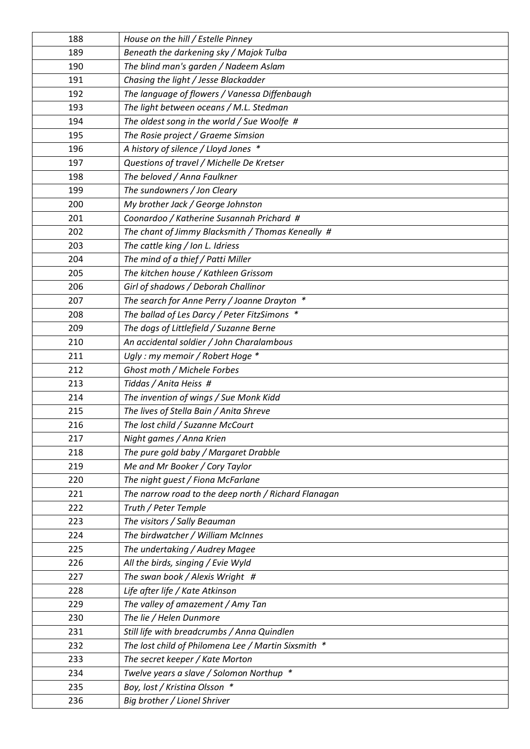| | |
|---|---|
| 188 | *House on the hill / Estelle Pinney* |
| 189 | *Beneath the darkening sky / Majok Tulba* |
| 190 | *The blind man's garden / Nadeem Aslam* |
| 191 | *Chasing the light / Jesse Blackadder* |
| 192 | *The language of flowers / Vanessa Diffenbaugh* |
| 193 | *The light between oceans / M.L. Stedman* |
| 194 | *The oldest song in the world / Sue Woolfe #* |
| 195 | *The Rosie project / Graeme Simsion* |
| 196 | *A history of silence / Lloyd Jones \** |
| 197 | *Questions of travel / Michelle De Kretser* |
| 198 | *The beloved / Anna Faulkner* |
| 199 | *The sundowners / Jon Cleary* |
| 200 | *My brother Jack / George Johnston* |
| 201 | *Coonardoo / Katherine Susannah Prichard #* |
| 202 | *The chant of Jimmy Blacksmith / Thomas Keneally #* |
| 203 | *The cattle king / Ion L. Idriess* |
| 204 | *The mind of a thief / Patti Miller* |
| 205 | *The kitchen house / Kathleen Grissom* |
| 206 | *Girl of shadows / Deborah Challinor* |
| 207 | *The search for Anne Perry / Joanne Drayton \** |
| 208 | *The ballad of Les Darcy / Peter FitzSimons \** |
| 209 | *The dogs of Littlefield / Suzanne Berne* |
| 210 | *An accidental soldier / John Charalambous* |
| 211 | *Ugly : my memoir / Robert Hoge \** |
| 212 | *Ghost moth / Michele Forbes* |
| 213 | *Tiddas / Anita Heiss #* |
| 214 | *The invention of wings / Sue Monk Kidd* |
| 215 | *The lives of Stella Bain / Anita Shreve* |
| 216 | *The lost child / Suzanne McCourt* |
| 217 | *Night games / Anna Krien* |
| 218 | *The pure gold baby / Margaret Drabble* |
| 219 | *Me and Mr Booker / Cory Taylor* |
| 220 | *The night guest / Fiona McFarlane* |
| 221 | *The narrow road to the deep north / Richard Flanagan* |
| 222 | *Truth / Peter Temple* |
| 223 | *The visitors / Sally Beauman* |
| 224 | *The birdwatcher / William McInnes* |
| 225 | *The undertaking / Audrey Magee* |
| 226 | *All the birds, singing / Evie Wyld* |
| 227 | *The swan book / Alexis Wright #* |
| 228 | *Life after life / Kate Atkinson* |
| 229 | *The valley of amazement / Amy Tan* |
| 230 | *The lie / Helen Dunmore* |
| 231 | *Still life with breadcrumbs / Anna Quindlen* |
| 232 | *The lost child of Philomena Lee / Martin Sixsmith \** |
| 233 | *The secret keeper / Kate Morton* |
| 234 | *Twelve years a slave / Solomon Northup \** |
| 235 | *Boy, lost / Kristina Olsson \** |
| 236 | *Big brother / Lionel Shriver* |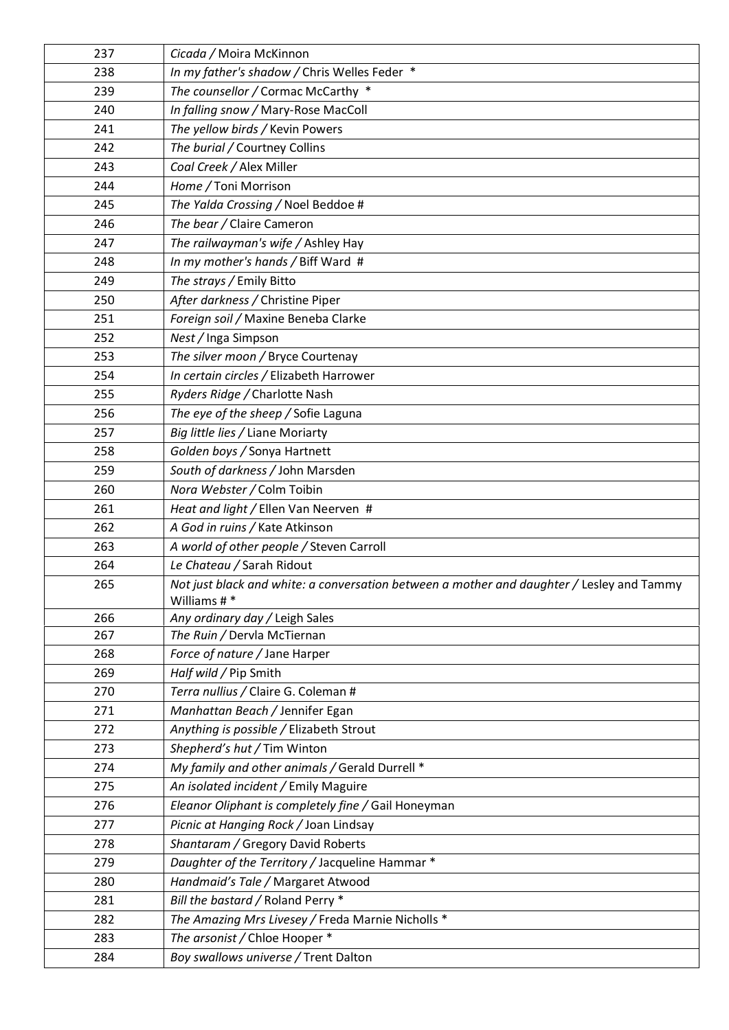| 237 | *Cicada /* Moira McKinnon |
|---|---|
| 238 | *In my father's shadow /* Chris Welles Feder * |
| 239 | *The counsellor /* Cormac McCarthy * |
| 240 | *In falling snow /* Mary-Rose MacColl |
| 241 | *The yellow birds /* Kevin Powers |
| 242 | *The burial /* Courtney Collins |
| 243 | *Coal Creek /* Alex Miller |
| 244 | *Home /* Toni Morrison |
| 245 | *The Yalda Crossing /* Noel Beddoe # |
| 246 | *The bear /* Claire Cameron |
| 247 | *The railwayman's wife /* Ashley Hay |
| 248 | *In my mother's hands /* Biff Ward # |
| 249 | *The strays /* Emily Bitto |
| 250 | *After darkness /* Christine Piper |
| 251 | *Foreign soil /* Maxine Beneba Clarke |
| 252 | *Nest /* Inga Simpson |
| 253 | *The silver moon /* Bryce Courtenay |
| 254 | *In certain circles /* Elizabeth Harrower |
| 255 | *Ryders Ridge /* Charlotte Nash |
| 256 | *The eye of the sheep /* Sofie Laguna |
| 257 | *Big little lies /* Liane Moriarty |
| 258 | *Golden boys /* Sonya Hartnett |
| 259 | *South of darkness /* John Marsden |
| 260 | *Nora Webster /* Colm Toibin |
| 261 | *Heat and light /* Ellen Van Neerven # |
| 262 | *A God in ruins /* Kate Atkinson |
| 263 | *A world of other people /* Steven Carroll |
| 264 | *Le Chateau /* Sarah Ridout |
| 265 | *Not just black and white: a conversation between a mother and daughter /* Lesley and Tammy Williams # * |
| 266 | *Any ordinary day /* Leigh Sales |
| 267 | *The Ruin /* Dervla McTiernan |
| 268 | *Force of nature /* Jane Harper |
| 269 | *Half wild /* Pip Smith |
| 270 | *Terra nullius /* Claire G. Coleman # |
| 271 | *Manhattan Beach /* Jennifer Egan |
| 272 | *Anything is possible /* Elizabeth Strout |
| 273 | *Shepherd's hut /* Tim Winton |
| 274 | *My family and other animals /* Gerald Durrell * |
| 275 | *An isolated incident /* Emily Maguire |
| 276 | *Eleanor Oliphant is completely fine /* Gail Honeyman |
| 277 | *Picnic at Hanging Rock /* Joan Lindsay |
| 278 | *Shantaram /* Gregory David Roberts |
| 279 | *Daughter of the Territory /* Jacqueline Hammar * |
| 280 | *Handmaid's Tale /* Margaret Atwood |
| 281 | *Bill the bastard /* Roland Perry * |
| 282 | *The Amazing Mrs Livesey /* Freda Marnie Nicholls * |
| 283 | *The arsonist /* Chloe Hooper * |
| 284 | *Boy swallows universe /* Trent Dalton |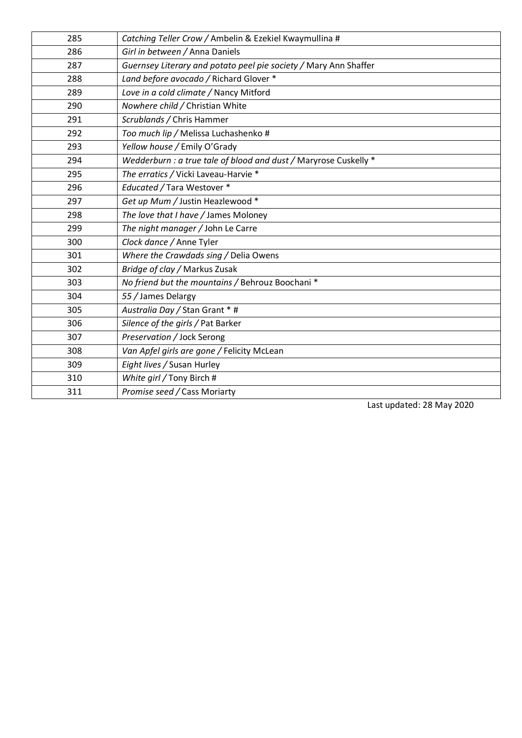| | |
|---|---|
| 285 | *Catching Teller Crow /* Ambelin & Ezekiel Kwaymullina # |
| 286 | *Girl in between /* Anna Daniels |
| 287 | *Guernsey Literary and potato peel pie society /* Mary Ann Shaffer |
| 288 | *Land before avocado /* Richard Glover * |
| 289 | *Love in a cold climate /* Nancy Mitford |
| 290 | *Nowhere child /* Christian White |
| 291 | *Scrublands /* Chris Hammer |
| 292 | *Too much lip /* Melissa Luchashenko # |
| 293 | *Yellow house /* Emily O'Grady |
| 294 | *Wedderburn : a true tale of blood and dust /* Maryrose Cuskelly * |
| 295 | *The erratics /* Vicki Laveau-Harvie * |
| 296 | *Educated /* Tara Westover * |
| 297 | *Get up Mum /* Justin Heazlewood * |
| 298 | *The love that I have /* James Moloney |
| 299 | *The night manager /* John Le Carre |
| 300 | *Clock dance /* Anne Tyler |
| 301 | *Where the Crawdads sing /* Delia Owens |
| 302 | *Bridge of clay /* Markus Zusak |
| 303 | *No friend but the mountains /* Behrouz Boochani * |
| 304 | *55 /* James Delargy |
| 305 | *Australia Day /* Stan Grant * # |
| 306 | *Silence of the girls /* Pat Barker |
| 307 | *Preservation /* Jock Serong |
| 308 | *Van Apfel girls are gone /* Felicity McLean |
| 309 | *Eight lives /* Susan Hurley |
| 310 | *White girl /* Tony Birch # |
| 311 | *Promise seed /* Cass Moriarty |

Last updated: 28 May 2020